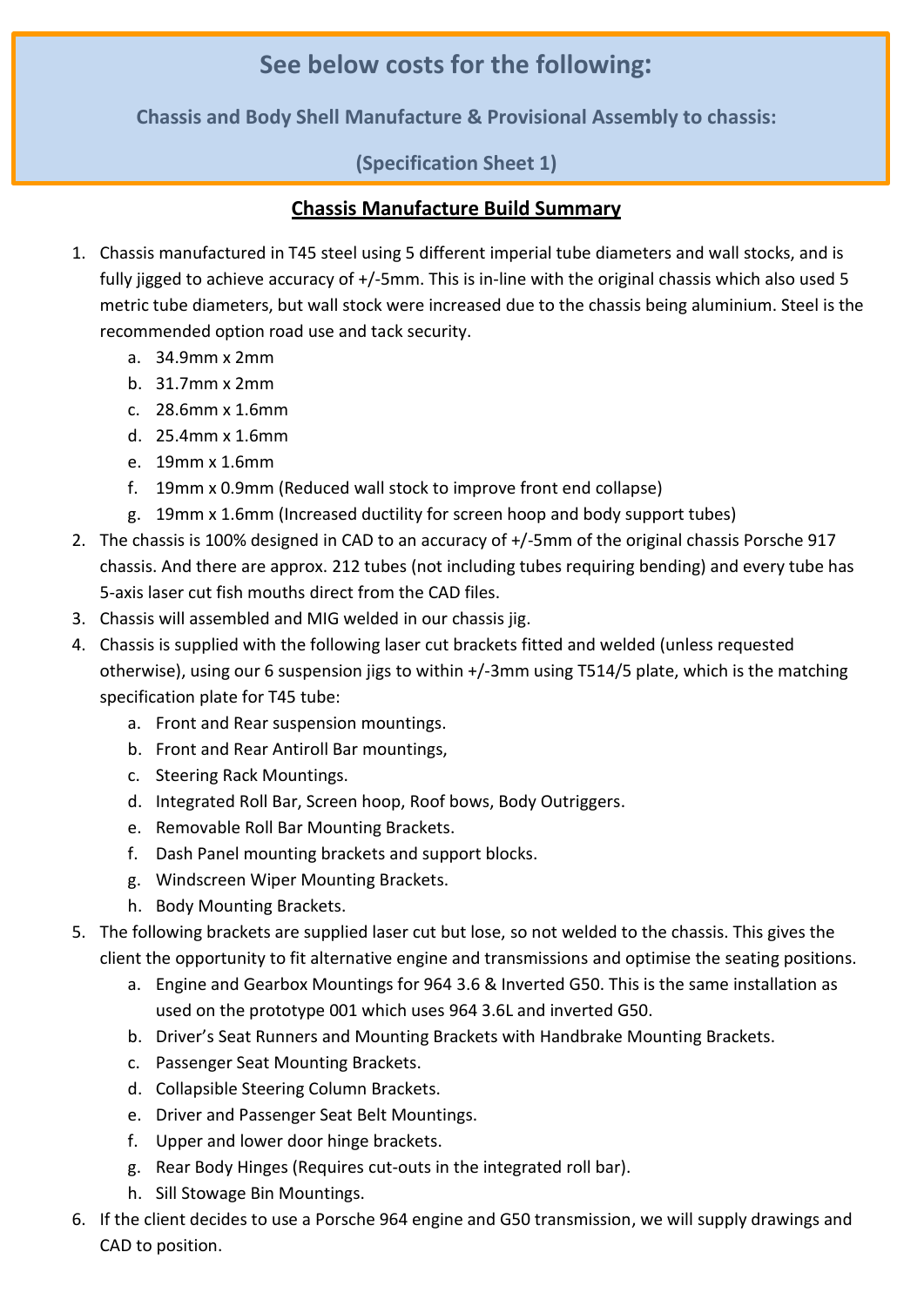## See below costs for the following:

### Chassis and Body Shell Manufacture & Provisional Assembly to chassis:

### (Specification Sheet 1)

**Chassis Manufacture Build Summary**

1. Chassis manufactured in T45 steel using 5 different imperial tube diameters and wall stocks, and is fully jigged to achieve accuracy of +/-5mm. This is in-line with the original chassis which also used 5 metric tube diameters, but wall stock were increased due to the chassis being aluminium. Steel is the recommended option road use and tack security.
   a. 34.9mm x 2mm
   b. 31.7mm x 2mm
   c. 28.6mm x 1.6mm
   d. 25.4mm x 1.6mm
   e. 19mm x 1.6mm
   f. 19mm x 0.9mm (Reduced wall stock to improve front end collapse)
   g. 19mm x 1.6mm (Increased ductility for screen hoop and body support tubes)
2. The chassis is 100% designed in CAD to an accuracy of +/-5mm of the original chassis Porsche 917 chassis. And there are approx. 212 tubes (not including tubes requiring bending) and every tube has 5-axis laser cut fish mouths direct from the CAD files.
3. Chassis will assembled and MIG welded in our chassis jig.
4. Chassis is supplied with the following laser cut brackets fitted and welded (unless requested otherwise), using our 6 suspension jigs to within +/-3mm using T514/5 plate, which is the matching specification plate for T45 tube:
   a. Front and Rear suspension mountings.
   b. Front and Rear Antiroll Bar mountings,
   c. Steering Rack Mountings.
   d. Integrated Roll Bar, Screen hoop, Roof bows, Body Outriggers.
   e. Removable Roll Bar Mounting Brackets.
   f. Dash Panel mounting brackets and support blocks.
   g. Windscreen Wiper Mounting Brackets.
   h. Body Mounting Brackets.
5. The following brackets are supplied laser cut but lose, so not welded to the chassis. This gives the client the opportunity to fit alternative engine and transmissions and optimise the seating positions.
   a. Engine and Gearbox Mountings for 964 3.6 & Inverted G50. This is the same installation as used on the prototype 001 which uses 964 3.6L and inverted G50.
   b. Driver's Seat Runners and Mounting Brackets with Handbrake Mounting Brackets.
   c. Passenger Seat Mounting Brackets.
   d. Collapsible Steering Column Brackets.
   e. Driver and Passenger Seat Belt Mountings.
   f. Upper and lower door hinge brackets.
   g. Rear Body Hinges (Requires cut-outs in the integrated roll bar).
   h. Sill Stowage Bin Mountings.
6. If the client decides to use a Porsche 964 engine and G50 transmission, we will supply drawings and CAD to position.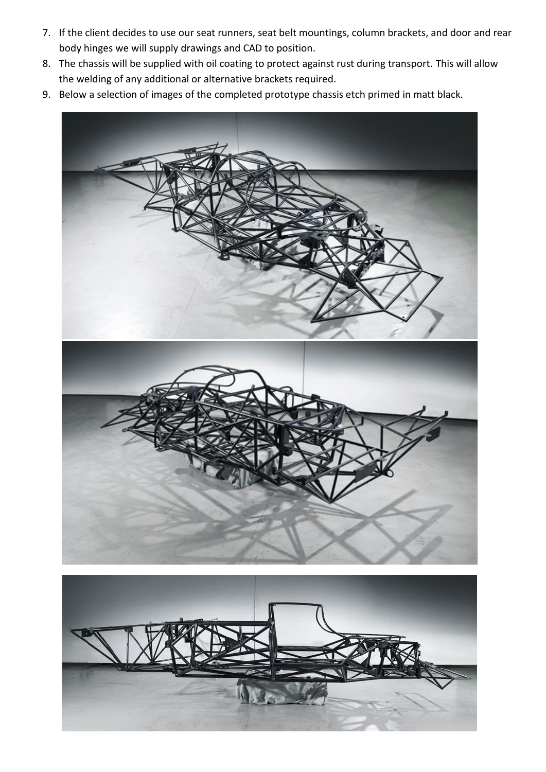7. If the client decides to use our seat runners, seat belt mountings, column brackets, and door and rear body hinges we will supply drawings and CAD to position.
8. The chassis will be supplied with oil coating to protect against rust during transport. This will allow the welding of any additional or alternative brackets required.
9. Below a selection of images of the completed prototype chassis etch primed in matt black.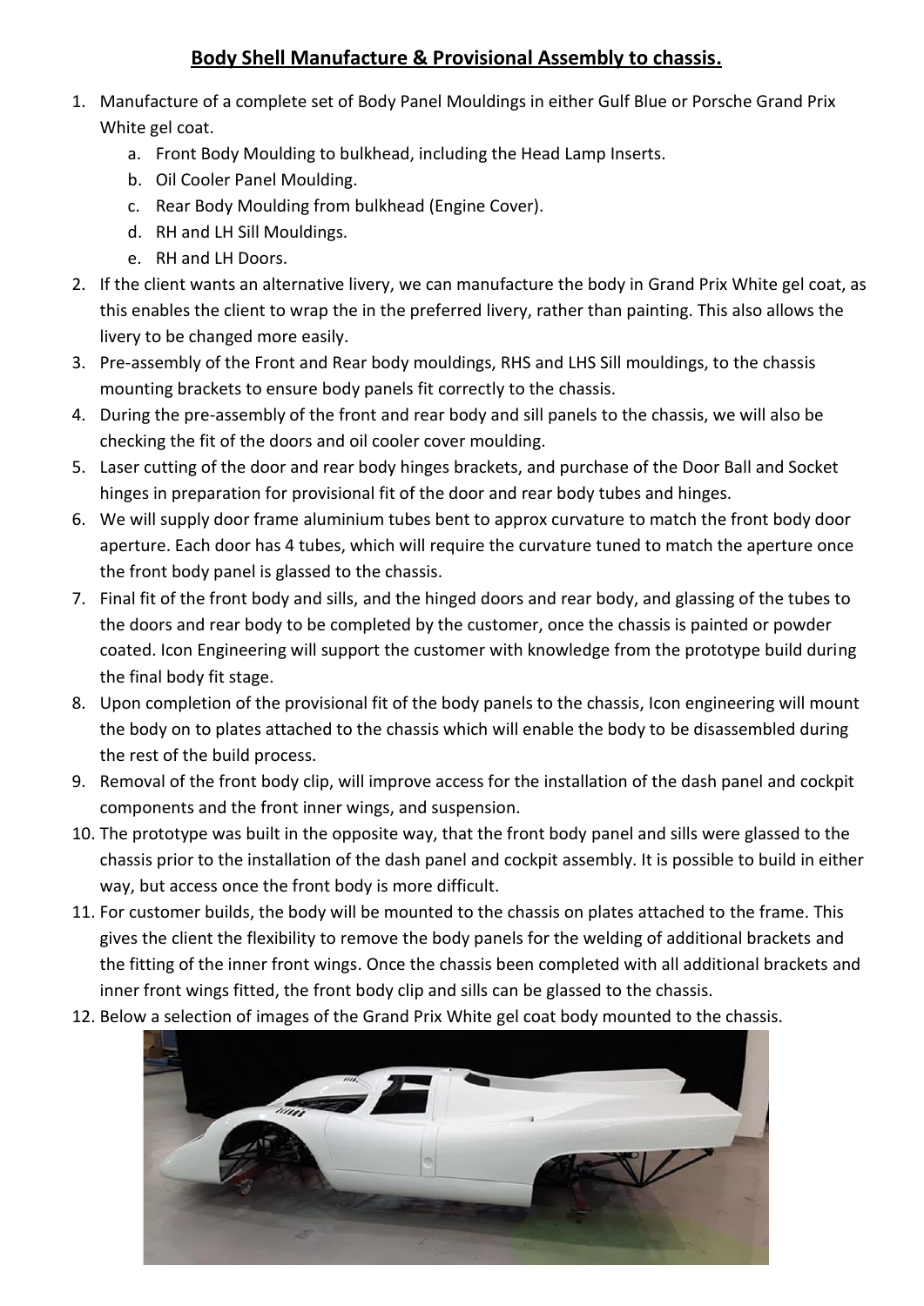## Body Shell Manufacture & Provisional Assembly to chassis.

1. Manufacture of a complete set of Body Panel Mouldings in either Gulf Blue or Porsche Grand Prix White gel coat.
    a. Front Body Moulding to bulkhead, including the Head Lamp Inserts.
    b. Oil Cooler Panel Moulding.
    c. Rear Body Moulding from bulkhead (Engine Cover).
    d. RH and LH Sill Mouldings.
    e. RH and LH Doors.
2. If the client wants an alternative livery, we can manufacture the body in Grand Prix White gel coat, as this enables the client to wrap the in the preferred livery, rather than painting. This also allows the livery to be changed more easily.
3. Pre-assembly of the Front and Rear body mouldings, RHS and LHS Sill mouldings, to the chassis mounting brackets to ensure body panels fit correctly to the chassis.
4. During the pre-assembly of the front and rear body and sill panels to the chassis, we will also be checking the fit of the doors and oil cooler cover moulding.
5. Laser cutting of the door and rear body hinges brackets, and purchase of the Door Ball and Socket hinges in preparation for provisional fit of the door and rear body tubes and hinges.
6. We will supply door frame aluminium tubes bent to approx curvature to match the front body door aperture. Each door has 4 tubes, which will require the curvature tuned to match the aperture once the front body panel is glassed to the chassis.
7. Final fit of the front body and sills, and the hinged doors and rear body, and glassing of the tubes to the doors and rear body to be completed by the customer, once the chassis is painted or powder coated. Icon Engineering will support the customer with knowledge from the prototype build during the final body fit stage.
8. Upon completion of the provisional fit of the body panels to the chassis, Icon engineering will mount the body on to plates attached to the chassis which will enable the body to be disassembled during the rest of the build process.
9. Removal of the front body clip, will improve access for the installation of the dash panel and cockpit components and the front inner wings, and suspension.
10. The prototype was built in the opposite way, that the front body panel and sills were glassed to the chassis prior to the installation of the dash panel and cockpit assembly. It is possible to build in either way, but access once the front body is more difficult.
11. For customer builds, the body will be mounted to the chassis on plates attached to the frame. This gives the client the flexibility to remove the body panels for the welding of additional brackets and the fitting of the inner front wings. Once the chassis been completed with all additional brackets and inner front wings fitted, the front body clip and sills can be glassed to the chassis.
12. Below a selection of images of the Grand Prix White gel coat body mounted to the chassis.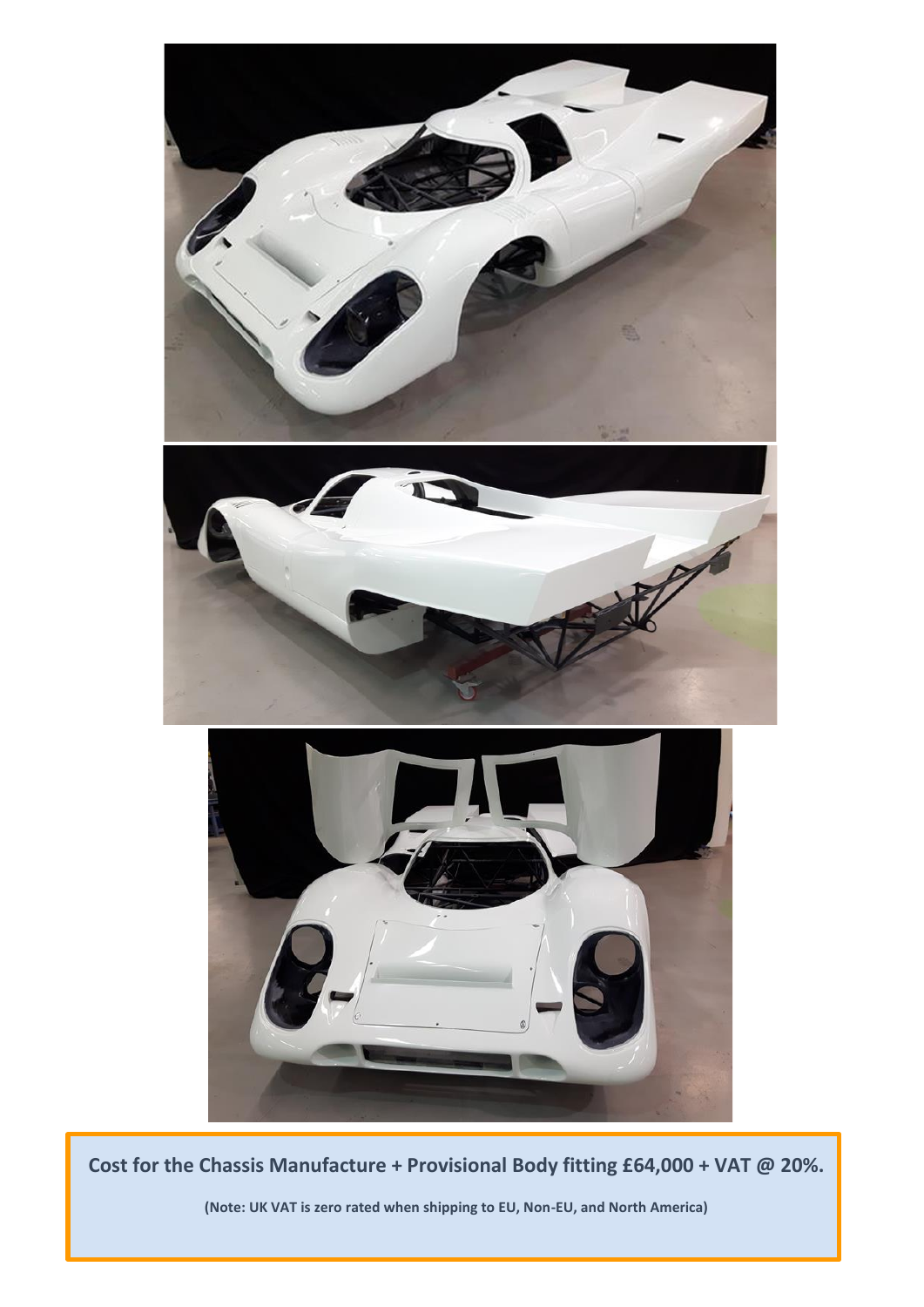**Cost for the Chassis Manufacture + Provisional Body fitting £64,000 + VAT @ 20%.**

**(Note: UK VAT is zero rated when shipping to EU, Non-EU, and North America)**